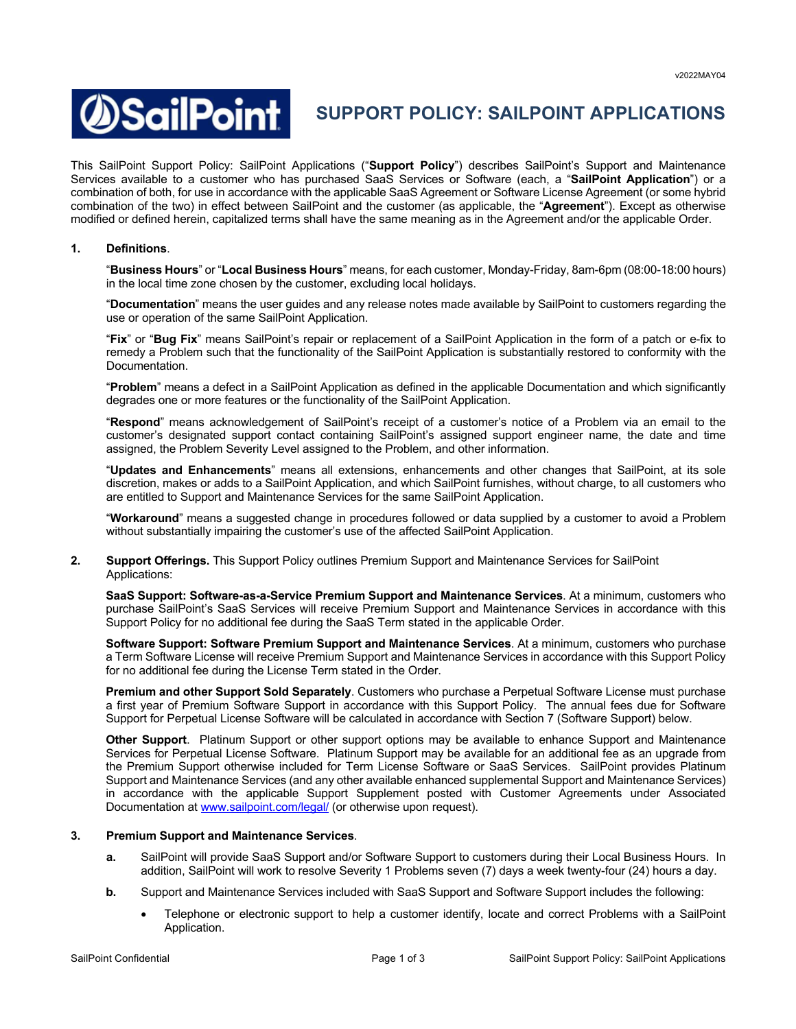# SUPPORT POLICY: SAILPOINT APPLICATIONS

This SailPoint Support Policy: SailPoint Applications ("**Support Policy**") describes SailPoint's Support and Maintenance Services available to a customer who has purchased SaaS Services or Software (each, a "**SailPoint Application**") or a combination of both, for use in accordance with the applicable SaaS Agreement or Software License Agreement (or some hybrid combination of the two) in effect between SailPoint and the customer (as applicable, the "**Agreement**"). Except as otherwise modified or defined herein, capitalized terms shall have the same meaning as in the Agreement and/or the applicable Order.

## 1. Definitions.

"**Business Hours**" or "**Local Business Hours**" means, for each customer, Monday-Friday, 8am-6pm (08:00-18:00 hours) in the local time zone chosen by the customer, excluding local holidays.

"**Documentation**" means the user guides and any release notes made available by SailPoint to customers regarding the use or operation of the same SailPoint Application.

"**Fix**" or "**Bug Fix**" means SailPoint's repair or replacement of a SailPoint Application in the form of a patch or e-fix to remedy a Problem such that the functionality of the SailPoint Application is substantially restored to conformity with the Documentation.

"**Problem**" means a defect in a SailPoint Application as defined in the applicable Documentation and which significantly degrades one or more features or the functionality of the SailPoint Application.

"**Respond**" means acknowledgement of SailPoint's receipt of a customer's notice of a Problem via an email to the customer's designated support contact containing SailPoint's assigned support engineer name, the date and time assigned, the Problem Severity Level assigned to the Problem, and other information.

"**Updates and Enhancements**" means all extensions, enhancements and other changes that SailPoint, at its sole discretion, makes or adds to a SailPoint Application, and which SailPoint furnishes, without charge, to all customers who are entitled to Support and Maintenance Services for the same SailPoint Application.

"**Workaround**" means a suggested change in procedures followed or data supplied by a customer to avoid a Problem without substantially impairing the customer's use of the affected SailPoint Application.

## 2. Support Offerings.

This Support Policy outlines Premium Support and Maintenance Services for SailPoint Applications:

**SaaS Support: Software-as-a-Service Premium Support and Maintenance Services**. At a minimum, customers who purchase SailPoint's SaaS Services will receive Premium Support and Maintenance Services in accordance with this Support Policy for no additional fee during the SaaS Term stated in the applicable Order.

**Software Support: Software Premium Support and Maintenance Services**. At a minimum, customers who purchase a Term Software License will receive Premium Support and Maintenance Services in accordance with this Support Policy for no additional fee during the License Term stated in the Order.

**Premium and other Support Sold Separately**. Customers who purchase a Perpetual Software License must purchase a first year of Premium Software Support in accordance with this Support Policy. The annual fees due for Software Support for Perpetual License Software will be calculated in accordance with Section 7 (Software Support) below.

**Other Support**. Platinum Support or other support options may be available to enhance Support and Maintenance Services for Perpetual License Software. Platinum Support may be available for an additional fee as an upgrade from the Premium Support otherwise included for Term License Software or SaaS Services. SailPoint provides Platinum Support and Maintenance Services (and any other available enhanced supplemental Support and Maintenance Services) in accordance with the applicable Support Supplement posted with Customer Agreements under Associated Documentation at [www.sailpoint.com/legal/](www.sailpoint.com/legal/) (or otherwise upon request).

## 3. Premium Support and Maintenance Services.

**a.** SailPoint will provide SaaS Support and/or Software Support to customers during their Local Business Hours. In addition, SailPoint will work to resolve Severity 1 Problems seven (7) days a week twenty-four (24) hours a day.

**b.** Support and Maintenance Services included with SaaS Support and Software Support includes the following:

- Telephone or electronic support to help a customer identify, locate and correct Problems with a SailPoint Application.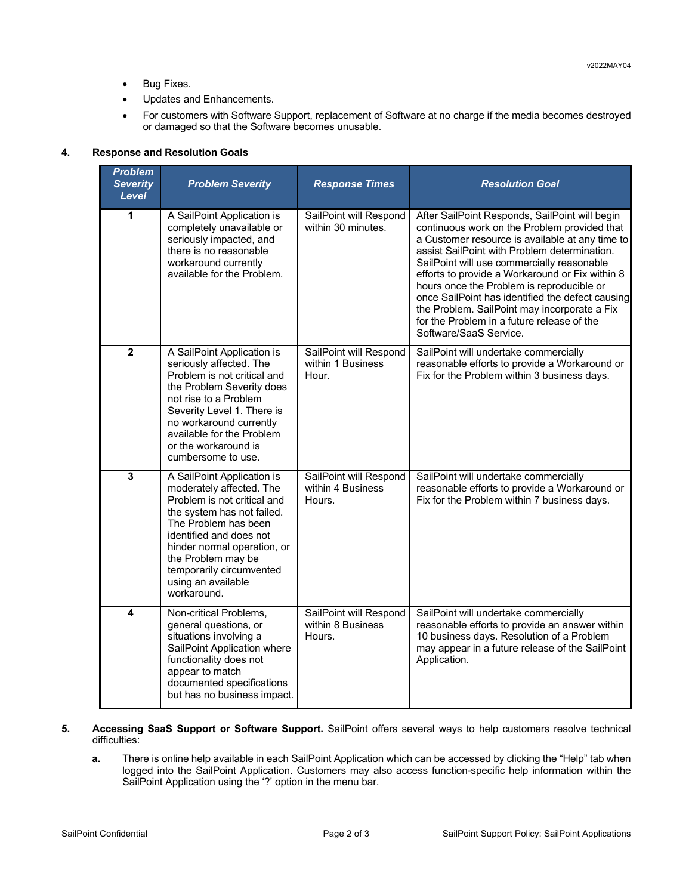- Bug Fixes.
- Updates and Enhancements.
- For customers with Software Support, replacement of Software at no charge if the media becomes destroyed or damaged so that the Software becomes unusable.

## 4. Response and Resolution Goals

| *Problem Severity Level* | *Problem Severity* | *Response Times* | *Resolution Goal* |
|---|---|---|---|
| **1** | A SailPoint Application is completely unavailable or seriously impacted, and there is no reasonable workaround currently available for the Problem. | SailPoint will Respond within 30 minutes. | After SailPoint Responds, SailPoint will begin continuous work on the Problem provided that a Customer resource is available at any time to assist SailPoint with Problem determination. SailPoint will use commercially reasonable efforts to provide a Workaround or Fix within 8 hours once the Problem is reproducible or once SailPoint has identified the defect causing the Problem. SailPoint may incorporate a Fix for the Problem in a future release of the Software/SaaS Service. |
| **2** | A SailPoint Application is seriously affected. The Problem is not critical and the Problem Severity does not rise to a Problem Severity Level 1. There is no workaround currently available for the Problem or the workaround is cumbersome to use. | SailPoint will Respond within 1 Business Hour. | SailPoint will undertake commercially reasonable efforts to provide a Workaround or Fix for the Problem within 3 business days. |
| **3** | A SailPoint Application is moderately affected. The Problem is not critical and the system has not failed. The Problem has been identified and does not hinder normal operation, or the Problem may be temporarily circumvented using an available workaround. | SailPoint will Respond within 4 Business Hours. | SailPoint will undertake commercially reasonable efforts to provide a Workaround or Fix for the Problem within 7 business days. |
| **4** | Non-critical Problems, general questions, or situations involving a SailPoint Application where functionality does not appear to match documented specifications but has no business impact. | SailPoint will Respond within 8 Business Hours. | SailPoint will undertake commercially reasonable efforts to provide an answer within 10 business days. Resolution of a Problem may appear in a future release of the SailPoint Application. |

**5. Accessing SaaS Support or Software Support.** SailPoint offers several ways to help customers resolve technical difficulties:

**a.** There is online help available in each SailPoint Application which can be accessed by clicking the "Help" tab when logged into the SailPoint Application. Customers may also access function-specific help information within the SailPoint Application using the '?' option in the menu bar.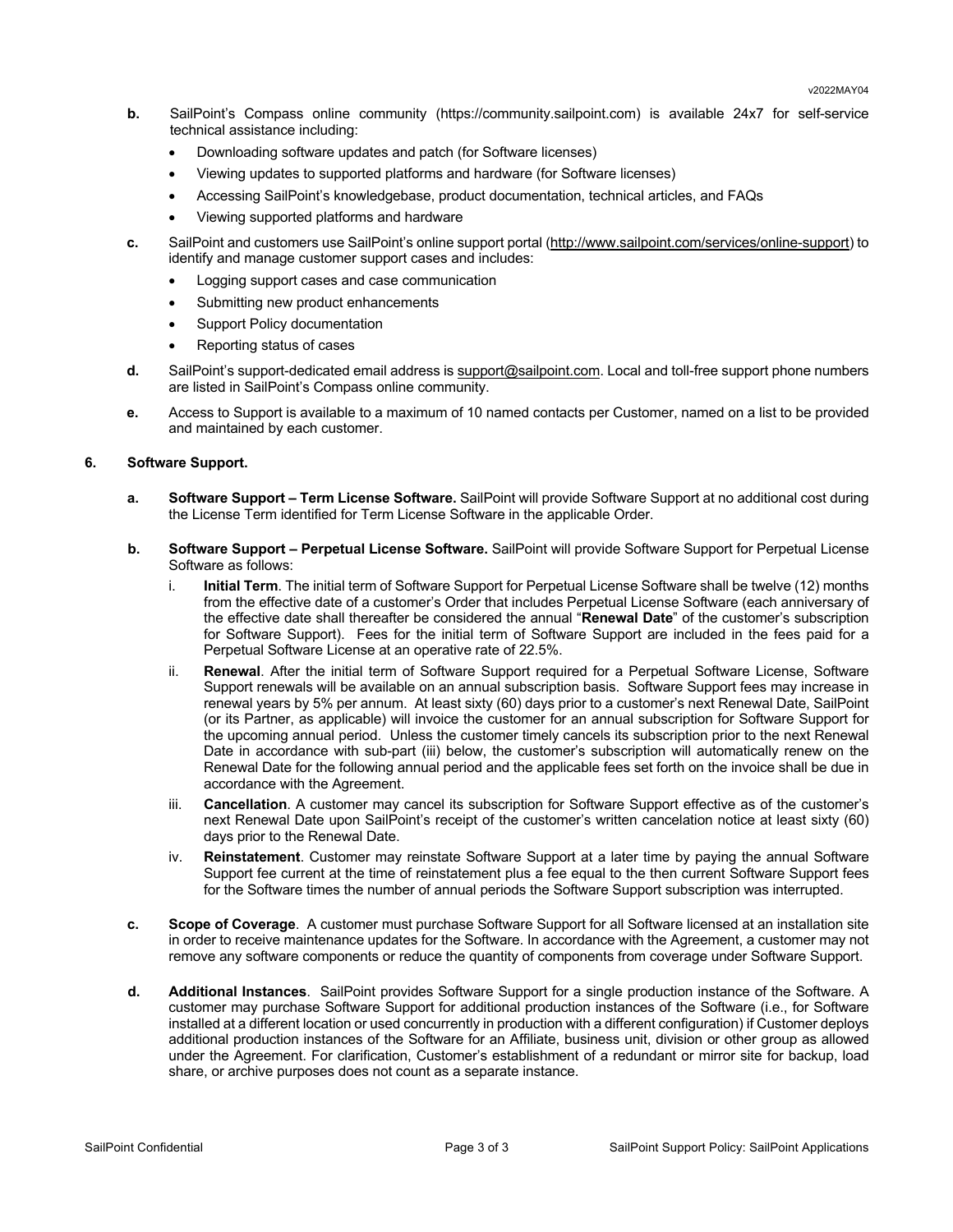**b.** SailPoint's Compass online community (https://community.sailpoint.com) is available 24x7 for self-service technical assistance including:

- Downloading software updates and patch (for Software licenses)
- Viewing updates to supported platforms and hardware (for Software licenses)
- Accessing SailPoint's knowledgebase, product documentation, technical articles, and FAQs
- Viewing supported platforms and hardware

**c.** SailPoint and customers use SailPoint's online support portal (http://www.sailpoint.com/services/online-support) to identify and manage customer support cases and includes:

- Logging support cases and case communication
- Submitting new product enhancements
- Support Policy documentation
- Reporting status of cases

**d.** SailPoint's support-dedicated email address is support@sailpoint.com. Local and toll-free support phone numbers are listed in SailPoint's Compass online community.

**e.** Access to Support is available to a maximum of 10 named contacts per Customer, named on a list to be provided and maintained by each customer.

**6. Software Support.**

**a. Software Support – Term License Software.** SailPoint will provide Software Support at no additional cost during the License Term identified for Term License Software in the applicable Order.

**b. Software Support – Perpetual License Software.** SailPoint will provide Software Support for Perpetual License Software as follows:

i. **Initial Term**. The initial term of Software Support for Perpetual License Software shall be twelve (12) months from the effective date of a customer's Order that includes Perpetual License Software (each anniversary of the effective date shall thereafter be considered the annual "**Renewal Date**" of the customer's subscription for Software Support). Fees for the initial term of Software Support are included in the fees paid for a Perpetual Software License at an operative rate of 22.5%.

ii. **Renewal**. After the initial term of Software Support required for a Perpetual Software License, Software Support renewals will be available on an annual subscription basis. Software Support fees may increase in renewal years by 5% per annum. At least sixty (60) days prior to a customer's next Renewal Date, SailPoint (or its Partner, as applicable) will invoice the customer for an annual subscription for Software Support for the upcoming annual period. Unless the customer timely cancels its subscription prior to the next Renewal Date in accordance with sub-part (iii) below, the customer's subscription will automatically renew on the Renewal Date for the following annual period and the applicable fees set forth on the invoice shall be due in accordance with the Agreement.

iii. **Cancellation**. A customer may cancel its subscription for Software Support effective as of the customer's next Renewal Date upon SailPoint's receipt of the customer's written cancelation notice at least sixty (60) days prior to the Renewal Date.

iv. **Reinstatement**. Customer may reinstate Software Support at a later time by paying the annual Software Support fee current at the time of reinstatement plus a fee equal to the then current Software Support fees for the Software times the number of annual periods the Software Support subscription was interrupted.

**c. Scope of Coverage**. A customer must purchase Software Support for all Software licensed at an installation site in order to receive maintenance updates for the Software. In accordance with the Agreement, a customer may not remove any software components or reduce the quantity of components from coverage under Software Support.

**d. Additional Instances**. SailPoint provides Software Support for a single production instance of the Software. A customer may purchase Software Support for additional production instances of the Software (i.e., for Software installed at a different location or used concurrently in production with a different configuration) if Customer deploys additional production instances of the Software for an Affiliate, business unit, division or other group as allowed under the Agreement. For clarification, Customer's establishment of a redundant or mirror site for backup, load share, or archive purposes does not count as a separate instance.